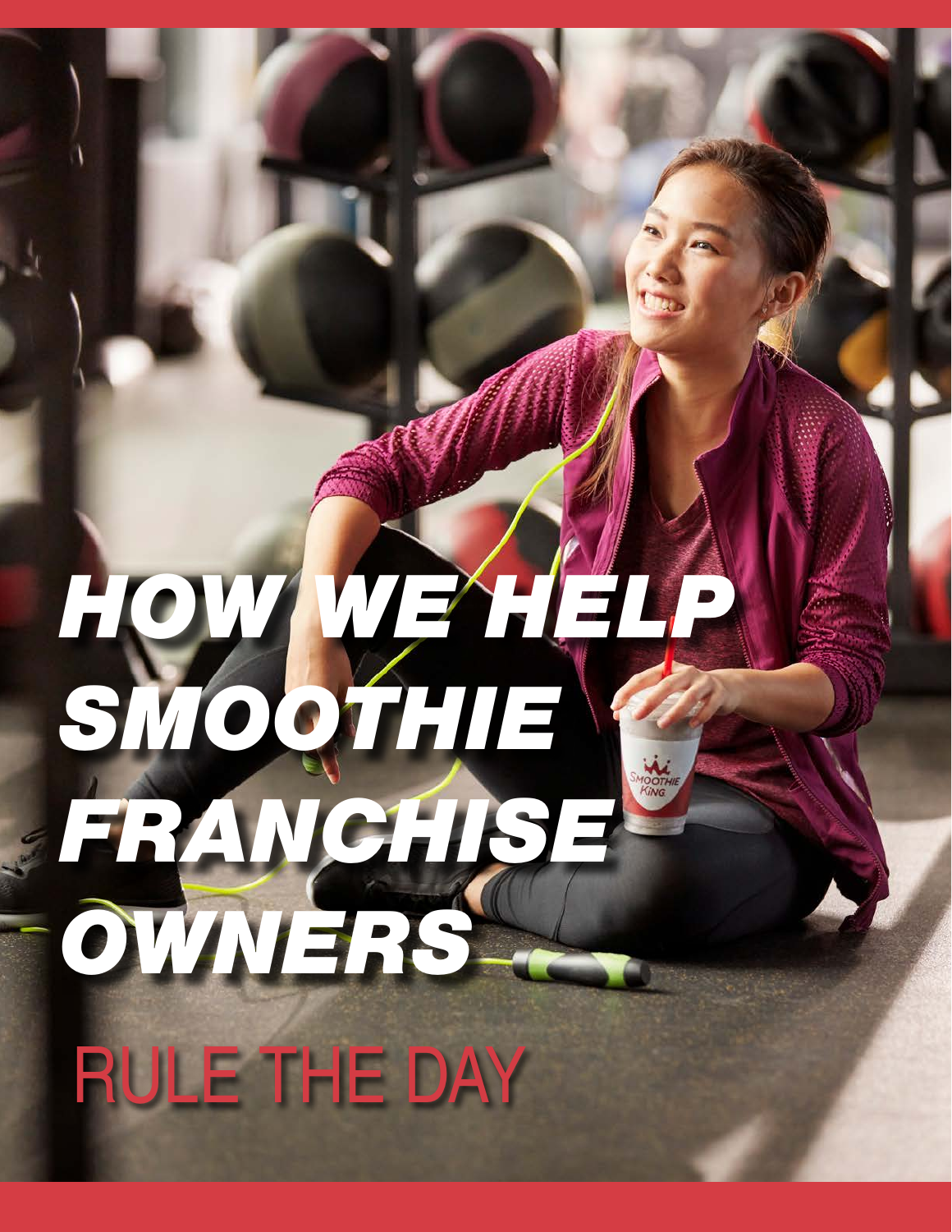# *HOW WE HELP SMOOTHIE FRANCHISE OWNERS*

## RULE THE DAY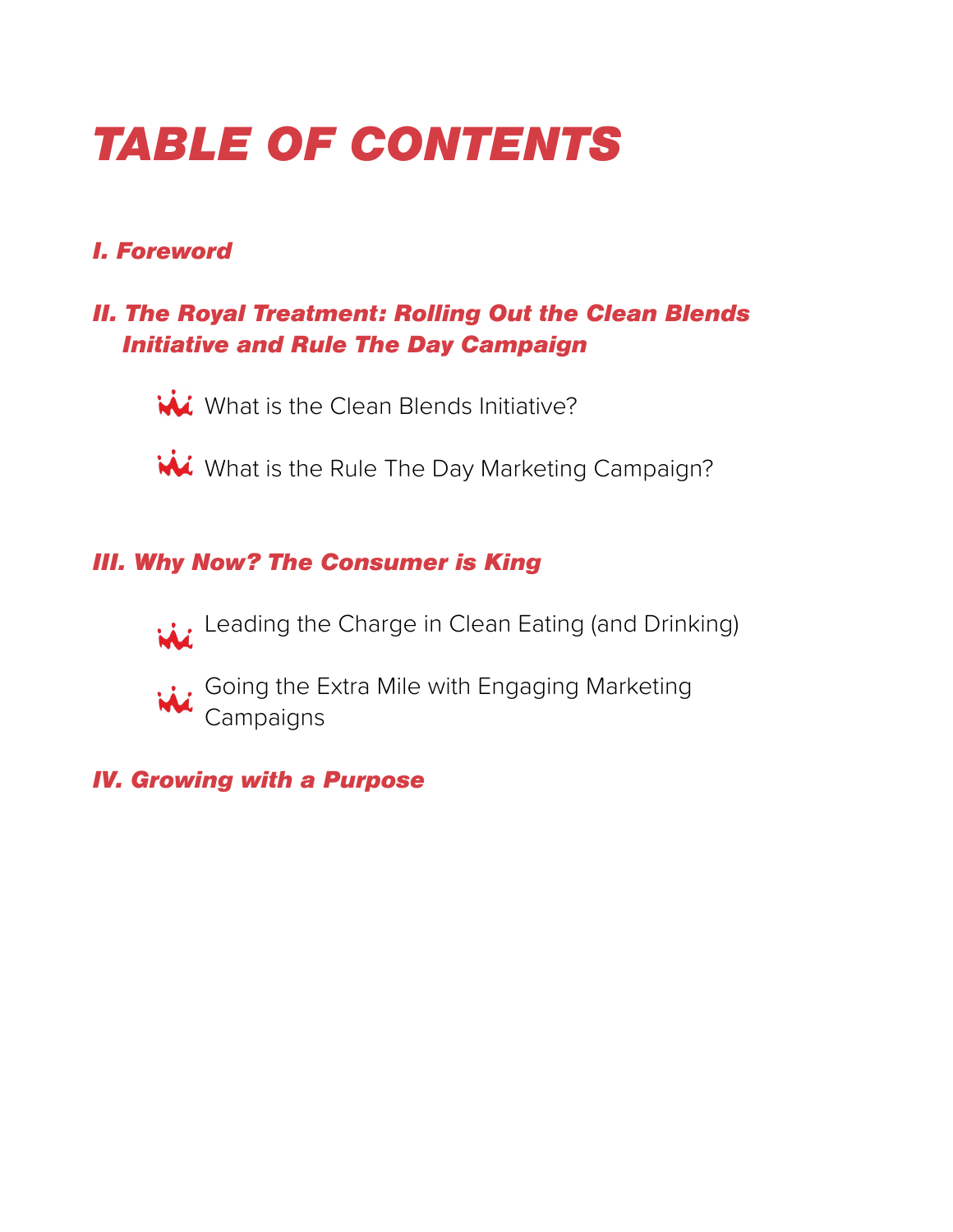# *TABLE OF CONTENTS*

### *I. Foreword*

### *II. The Royal Treatment: Rolling Out the Clean Blends Initiative and Rule The Day Campaign*

- What is the Clean Blends Initiative?
- What is the Rule The Day Marketing Campaign?

### *III. Why Now? The Consumer is King*

- Leading the Charge in Clean Eating (and Drinking)
- Going the Extra Mile with Engaging Marketing Campaigns

### *IV. Growing with a Purpose*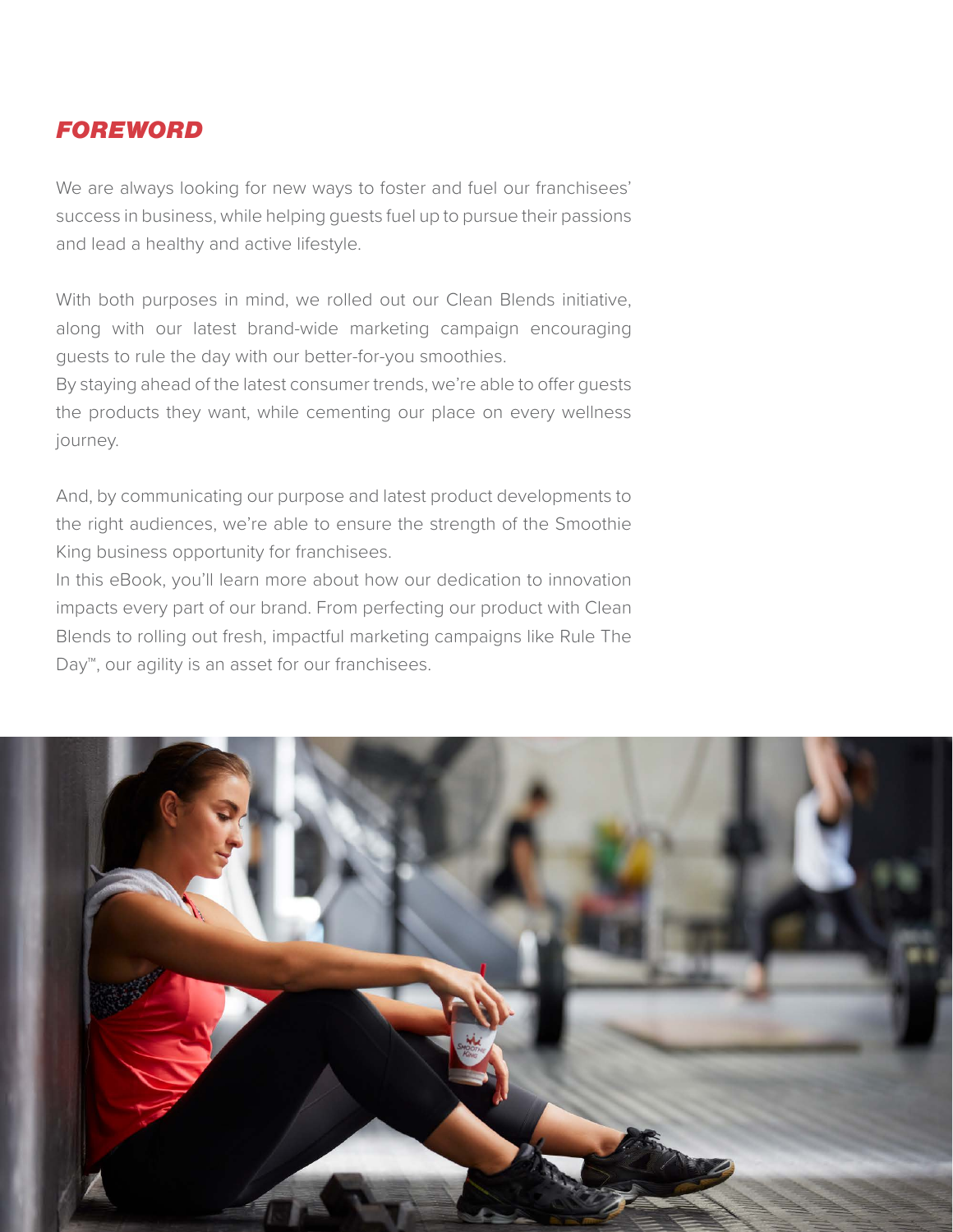## *FOREWORD*

We are always looking for new ways to foster and fuel our franchisees' success in business, while helping guests fuel up to pursue their passions and lead a healthy and active lifestyle.

With both purposes in mind, we rolled out our Clean Blends initiative, along with our latest brand-wide marketing campaign encouraging guests to rule the day with our better-for-you smoothies.
By staying ahead of the latest consumer trends, we're able to offer guests the products they want, while cementing our place on every wellness journey.

And, by communicating our purpose and latest product developments to the right audiences, we're able to ensure the strength of the Smoothie King business opportunity for franchisees.
In this eBook, you'll learn more about how our dedication to innovation impacts every part of our brand. From perfecting our product with Clean Blends to rolling out fresh, impactful marketing campaigns like Rule The Day™, our agility is an asset for our franchisees.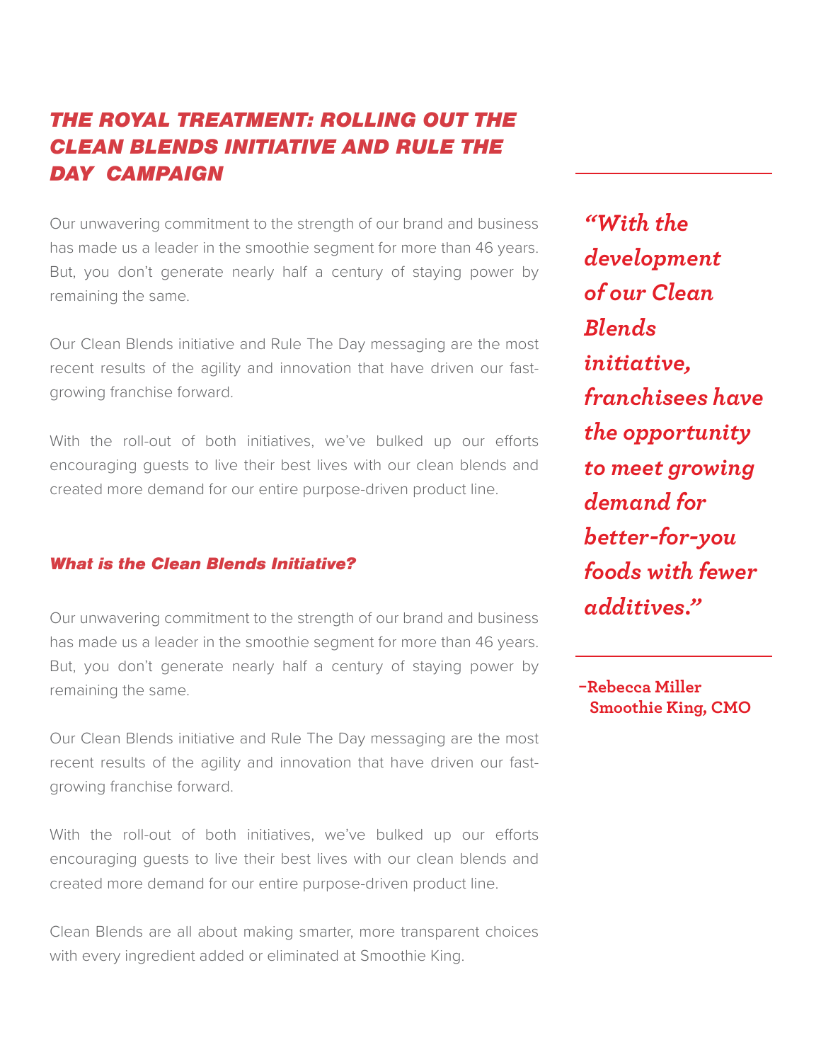## *THE ROYAL TREATMENT: ROLLING OUT THE CLEAN BLENDS INITIATIVE AND RULE THE DAY CAMPAIGN*

Our unwavering commitment to the strength of our brand and business has made us a leader in the smoothie segment for more than 46 years. But, you don't generate nearly half a century of staying power by remaining the same.

Our Clean Blends initiative and Rule The Day messaging are the most recent results of the agility and innovation that have driven our fast-growing franchise forward.

With the roll-out of both initiatives, we've bulked up our efforts encouraging guests to live their best lives with our clean blends and created more demand for our entire purpose-driven product line.

### *What is the Clean Blends Initiative?*

Our unwavering commitment to the strength of our brand and business has made us a leader in the smoothie segment for more than 46 years. But, you don't generate nearly half a century of staying power by remaining the same.

Our Clean Blends initiative and Rule The Day messaging are the most recent results of the agility and innovation that have driven our fast-growing franchise forward.

With the roll-out of both initiatives, we've bulked up our efforts encouraging guests to live their best lives with our clean blends and created more demand for our entire purpose-driven product line.

Clean Blends are all about making smarter, more transparent choices with every ingredient added or eliminated at Smoothie King.

> ***"With the development of our Clean Blends initiative, franchisees have the opportunity to meet growing demand for better-for-you foods with fewer additives."***
>
> **–Rebecca Miller**
> **Smoothie King, CMO**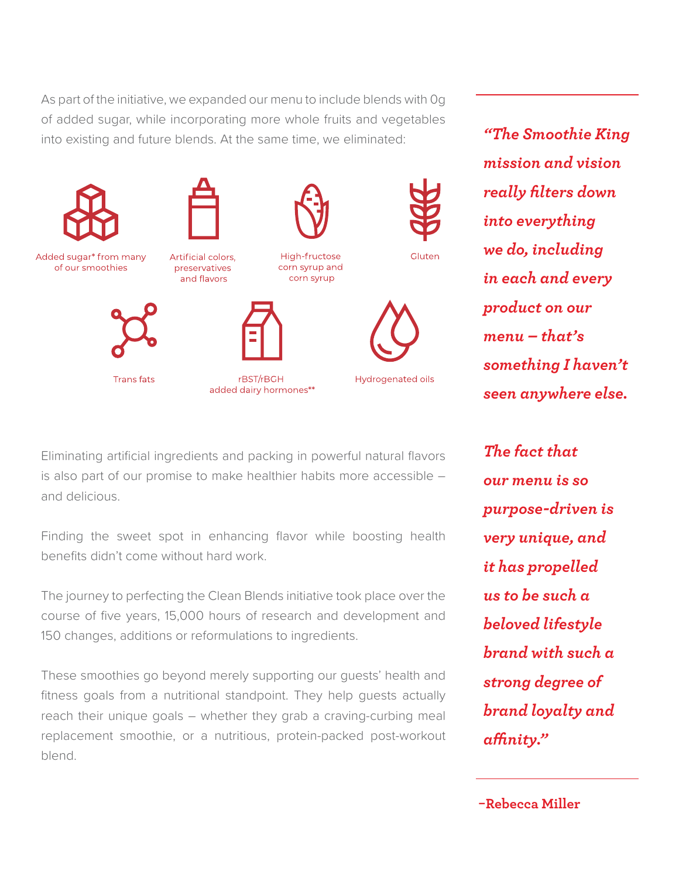As part of the initiative, we expanded our menu to include blends with 0g of added sugar, while incorporating more whole fruits and vegetables into existing and future blends. At the same time, we eliminated:

- Added sugar* from many of our smoothies
- Artificial colors, preservatives and flavors
- High-fructose corn syrup and corn syrup
- Gluten
- Trans fats
- rBST/rBGH added dairy hormones**
- Hydrogenated oils

Eliminating artificial ingredients and packing in powerful natural flavors is also part of our promise to make healthier habits more accessible – and delicious.

Finding the sweet spot in enhancing flavor while boosting health benefits didn't come without hard work.

The journey to perfecting the Clean Blends initiative took place over the course of five years, 15,000 hours of research and development and 150 changes, additions or reformulations to ingredients.

These smoothies go beyond merely supporting our guests' health and fitness goals from a nutritional standpoint. They help guests actually reach their unique goals – whether they grab a craving-curbing meal replacement smoothie, or a nutritious, protein-packed post-workout blend.

> ***"The Smoothie King mission and vision really filters down into everything we do, including in each and every product on our menu – that's something I haven't seen anywhere else.***
>
> ***The fact that our menu is so purpose-driven is very unique, and it has propelled us to be such a beloved lifestyle brand with such a strong degree of brand loyalty and affinity."***
>
> **–Rebecca Miller**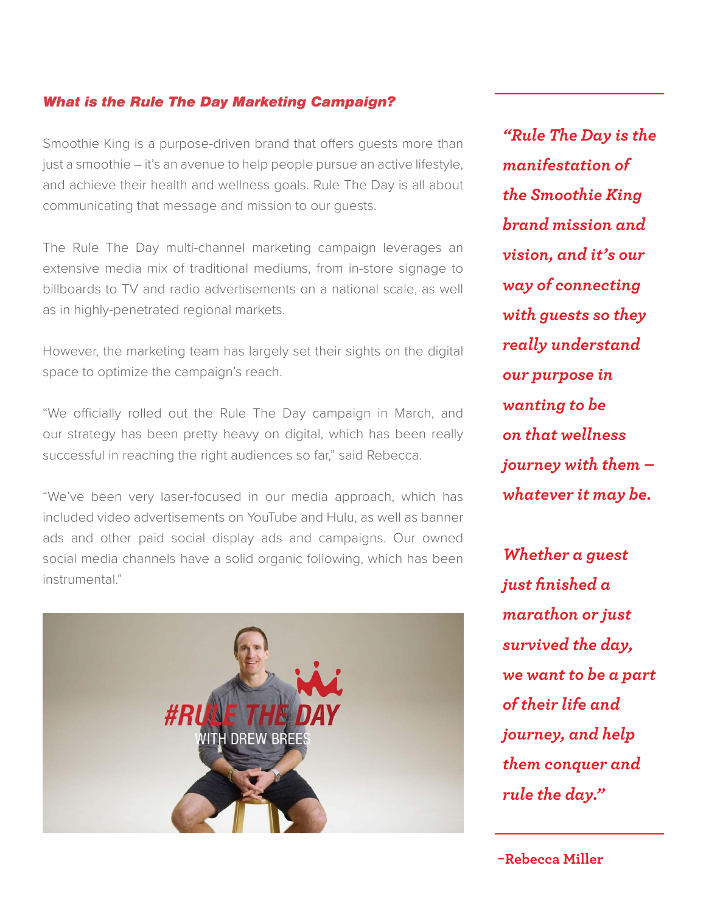### *What is the Rule The Day Marketing Campaign?*

Smoothie King is a purpose-driven brand that offers guests more than just a smoothie – it's an avenue to help people pursue an active lifestyle, and achieve their health and wellness goals. Rule The Day is all about communicating that message and mission to our guests.

The Rule The Day multi-channel marketing campaign leverages an extensive media mix of traditional mediums, from in-store signage to billboards to TV and radio advertisements on a national scale, as well as in highly-penetrated regional markets.

However, the marketing team has largely set their sights on the digital space to optimize the campaign's reach.

"We officially rolled out the Rule The Day campaign in March, and our strategy has been pretty heavy on digital, which has been really successful in reaching the right audiences so far," said Rebecca.

"We've been very laser-focused in our media approach, which has included video advertisements on YouTube and Hulu, as well as banner ads and other paid social display ads and campaigns. Our owned social media channels have a solid organic following, which has been instrumental."

#RULE THE DAY
WITH DREW BREES

> ***"Rule The Day is the manifestation of the Smoothie King brand mission and vision, and it's our way of connecting with guests so they really understand our purpose in wanting to be on that wellness journey with them – whatever it may be.***
>
> ***Whether a guest just finished a marathon or just survived the day, we want to be a part of their life and journey, and help them conquer and rule the day."***
>
> **–Rebecca Miller**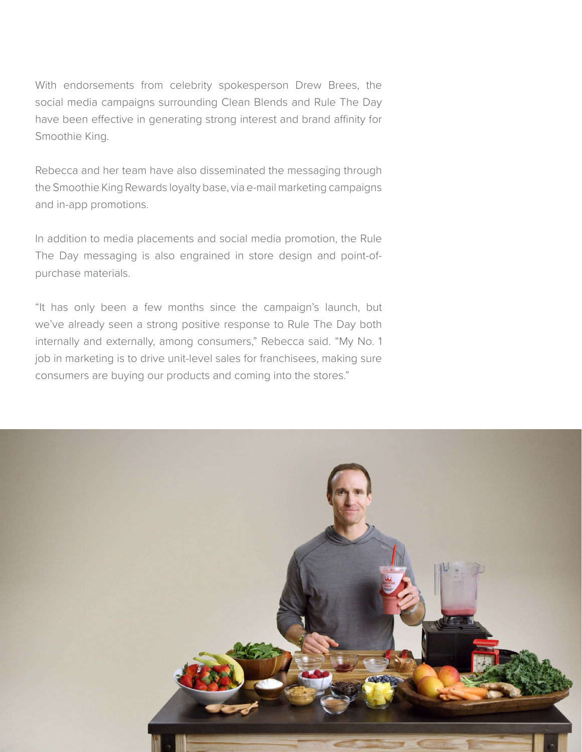With endorsements from celebrity spokesperson Drew Brees, the social media campaigns surrounding Clean Blends and Rule The Day have been effective in generating strong interest and brand affinity for Smoothie King.

Rebecca and her team have also disseminated the messaging through the Smoothie King Rewards loyalty base, via e-mail marketing campaigns and in-app promotions.

In addition to media placements and social media promotion, the Rule The Day messaging is also engrained in store design and point-of-purchase materials.

"It has only been a few months since the campaign's launch, but we've already seen a strong positive response to Rule The Day both internally and externally, among consumers," Rebecca said. "My No. 1 job in marketing is to drive unit-level sales for franchisees, making sure consumers are buying our products and coming into the stores."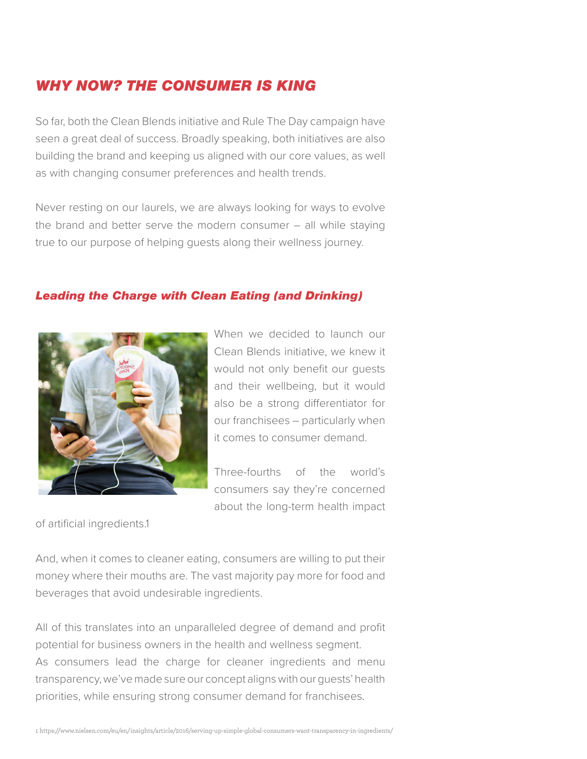## *WHY NOW? THE CONSUMER IS KING*

So far, both the Clean Blends initiative and Rule The Day campaign have seen a great deal of success. Broadly speaking, both initiatives are also building the brand and keeping us aligned with our core values, as well as with changing consumer preferences and health trends.

Never resting on our laurels, we are always looking for ways to evolve the brand and better serve the modern consumer – all while staying true to our purpose of helping guests along their wellness journey.

### *Leading the Charge with Clean Eating (and Drinking)*

When we decided to launch our Clean Blends initiative, we knew it would not only benefit our guests and their wellbeing, but it would also be a strong differentiator for our franchisees – particularly when it comes to consumer demand.

Three-fourths of the world's consumers say they're concerned about the long-term health impact of artificial ingredients.[1]

And, when it comes to cleaner eating, consumers are willing to put their money where their mouths are. The vast majority pay more for food and beverages that avoid undesirable ingredients.

All of this translates into an unparalleled degree of demand and profit potential for business owners in the health and wellness segment. As consumers lead the charge for cleaner ingredients and menu transparency, we've made sure our concept aligns with our guests' health priorities, while ensuring strong consumer demand for franchisees.

1 https://www.nielsen.com/eu/en/insights/article/2016/serving-up-simple-global-consumers-want-transparency-in-ingredients/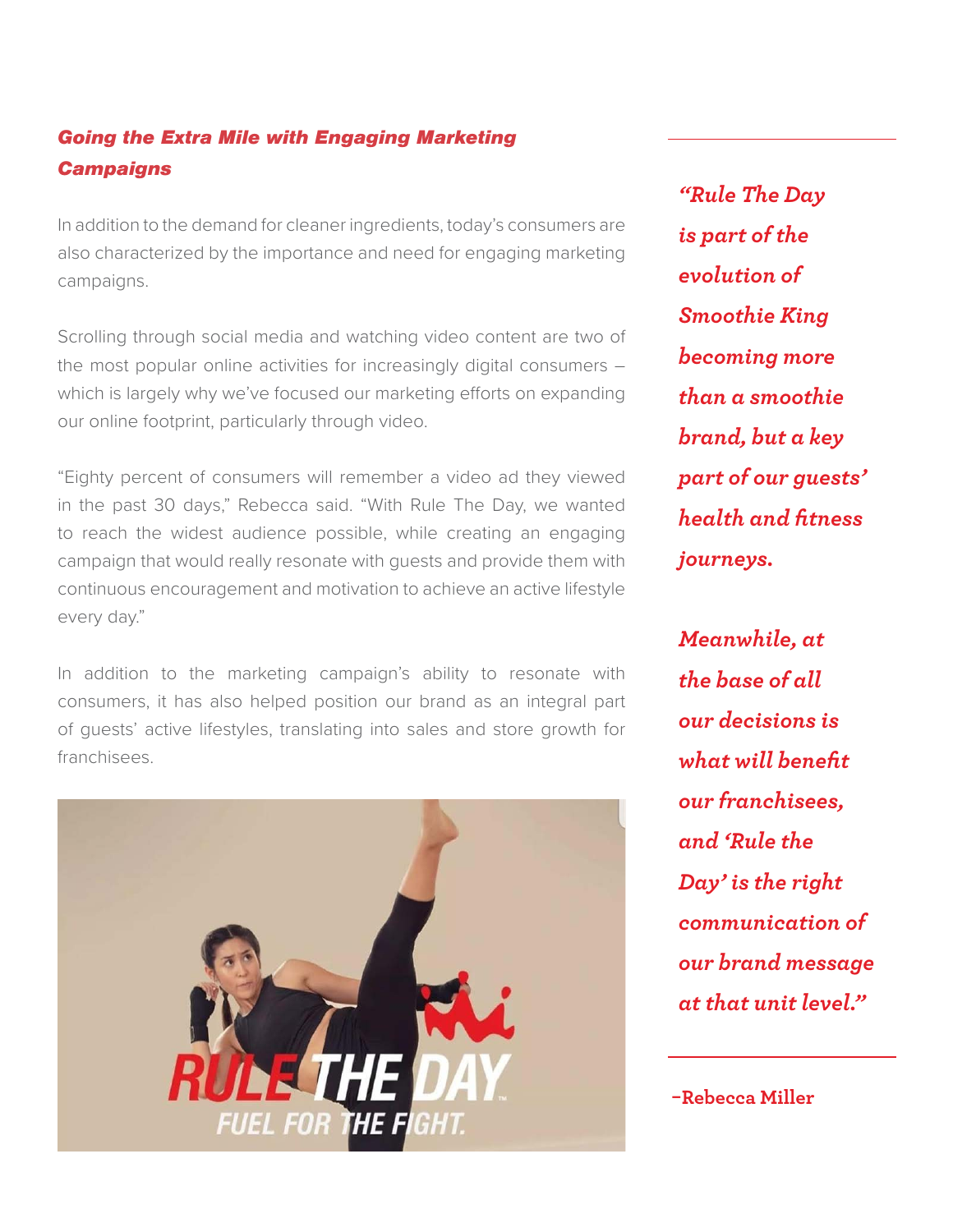## *Going the Extra Mile with Engaging Marketing Campaigns*

In addition to the demand for cleaner ingredients, today's consumers are also characterized by the importance and need for engaging marketing campaigns.

Scrolling through social media and watching video content are two of the most popular online activities for increasingly digital consumers – which is largely why we've focused our marketing efforts on expanding our online footprint, particularly through video.

"Eighty percent of consumers will remember a video ad they viewed in the past 30 days," Rebecca said. "With Rule The Day, we wanted to reach the widest audience possible, while creating an engaging campaign that would really resonate with guests and provide them with continuous encouragement and motivation to achieve an active lifestyle every day."

In addition to the marketing campaign's ability to resonate with consumers, it has also helped position our brand as an integral part of guests' active lifestyles, translating into sales and store growth for franchisees.

RULE THE DAY™
FUEL FOR THE FIGHT.

> ***"Rule The Day is part of the evolution of Smoothie King becoming more than a smoothie brand, but a key part of our guests' health and fitness journeys.***
>
> ***Meanwhile, at the base of all our decisions is what will benefit our franchisees, and 'Rule the Day' is the right communication of our brand message at that unit level."***
>
> **–Rebecca Miller**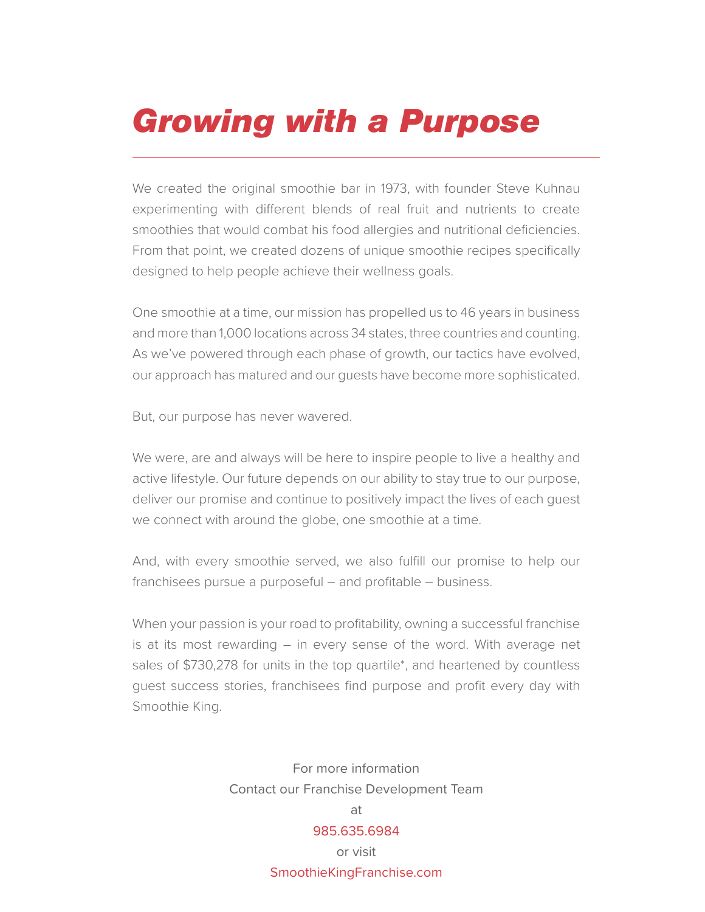# *Growing with a Purpose*

---

We created the original smoothie bar in 1973, with founder Steve Kuhnau experimenting with different blends of real fruit and nutrients to create smoothies that would combat his food allergies and nutritional deficiencies. From that point, we created dozens of unique smoothie recipes specifically designed to help people achieve their wellness goals.

One smoothie at a time, our mission has propelled us to 46 years in business and more than 1,000 locations across 34 states, three countries and counting. As we've powered through each phase of growth, our tactics have evolved, our approach has matured and our guests have become more sophisticated.

But, our purpose has never wavered.

We were, are and always will be here to inspire people to live a healthy and active lifestyle. Our future depends on our ability to stay true to our purpose, deliver our promise and continue to positively impact the lives of each guest we connect with around the globe, one smoothie at a time.

And, with every smoothie served, we also fulfill our promise to help our franchisees pursue a purposeful – and profitable – business.

When your passion is your road to profitability, owning a successful franchise is at its most rewarding – in every sense of the word. With average net sales of $730,278 for units in the top quartile*, and heartened by countless guest success stories, franchisees find purpose and profit every day with Smoothie King.

For more information
Contact our Franchise Development Team
at
985.635.6984
or visit
SmoothieKingFranchise.com